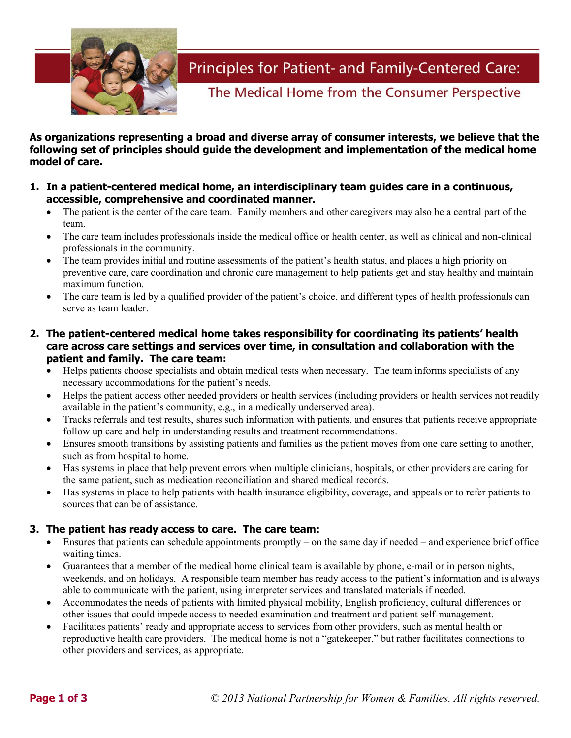# Principles for Patient- and Family-Centered Care:

## The Medical Home from the Consumer Perspective

**As organizations representing a broad and diverse array of consumer interests, we believe that the following set of principles should guide the development and implementation of the medical home model of care.**

1. **In a patient-centered medical home, an interdisciplinary team guides care in a continuous, accessible, comprehensive and coordinated manner.**
   - The patient is the center of the care team. Family members and other caregivers may also be a central part of the team.
   - The care team includes professionals inside the medical office or health center, as well as clinical and non-clinical professionals in the community.
   - The team provides initial and routine assessments of the patient's health status, and places a high priority on preventive care, care coordination and chronic care management to help patients get and stay healthy and maintain maximum function.
   - The care team is led by a qualified provider of the patient's choice, and different types of health professionals can serve as team leader.

2. **The patient-centered medical home takes responsibility for coordinating its patients' health care across care settings and services over time, in consultation and collaboration with the patient and family. The care team:**
   - Helps patients choose specialists and obtain medical tests when necessary. The team informs specialists of any necessary accommodations for the patient's needs.
   - Helps the patient access other needed providers or health services (including providers or health services not readily available in the patient's community, e.g., in a medically underserved area).
   - Tracks referrals and test results, shares such information with patients, and ensures that patients receive appropriate follow up care and help in understanding results and treatment recommendations.
   - Ensures smooth transitions by assisting patients and families as the patient moves from one care setting to another, such as from hospital to home.
   - Has systems in place that help prevent errors when multiple clinicians, hospitals, or other providers are caring for the same patient, such as medication reconciliation and shared medical records.
   - Has systems in place to help patients with health insurance eligibility, coverage, and appeals or to refer patients to sources that can be of assistance.

3. **The patient has ready access to care. The care team:**
   - Ensures that patients can schedule appointments promptly – on the same day if needed – and experience brief office waiting times.
   - Guarantees that a member of the medical home clinical team is available by phone, e-mail or in person nights, weekends, and on holidays. A responsible team member has ready access to the patient's information and is always able to communicate with the patient, using interpreter services and translated materials if needed.
   - Accommodates the needs of patients with limited physical mobility, English proficiency, cultural differences or other issues that could impede access to needed examination and treatment and patient self-management.
   - Facilitates patients' ready and appropriate access to services from other providers, such as mental health or reproductive health care providers. The medical home is not a "gatekeeper," but rather facilitates connections to other providers and services, as appropriate.

*© 2013 National Partnership for Women & Families. All rights reserved.*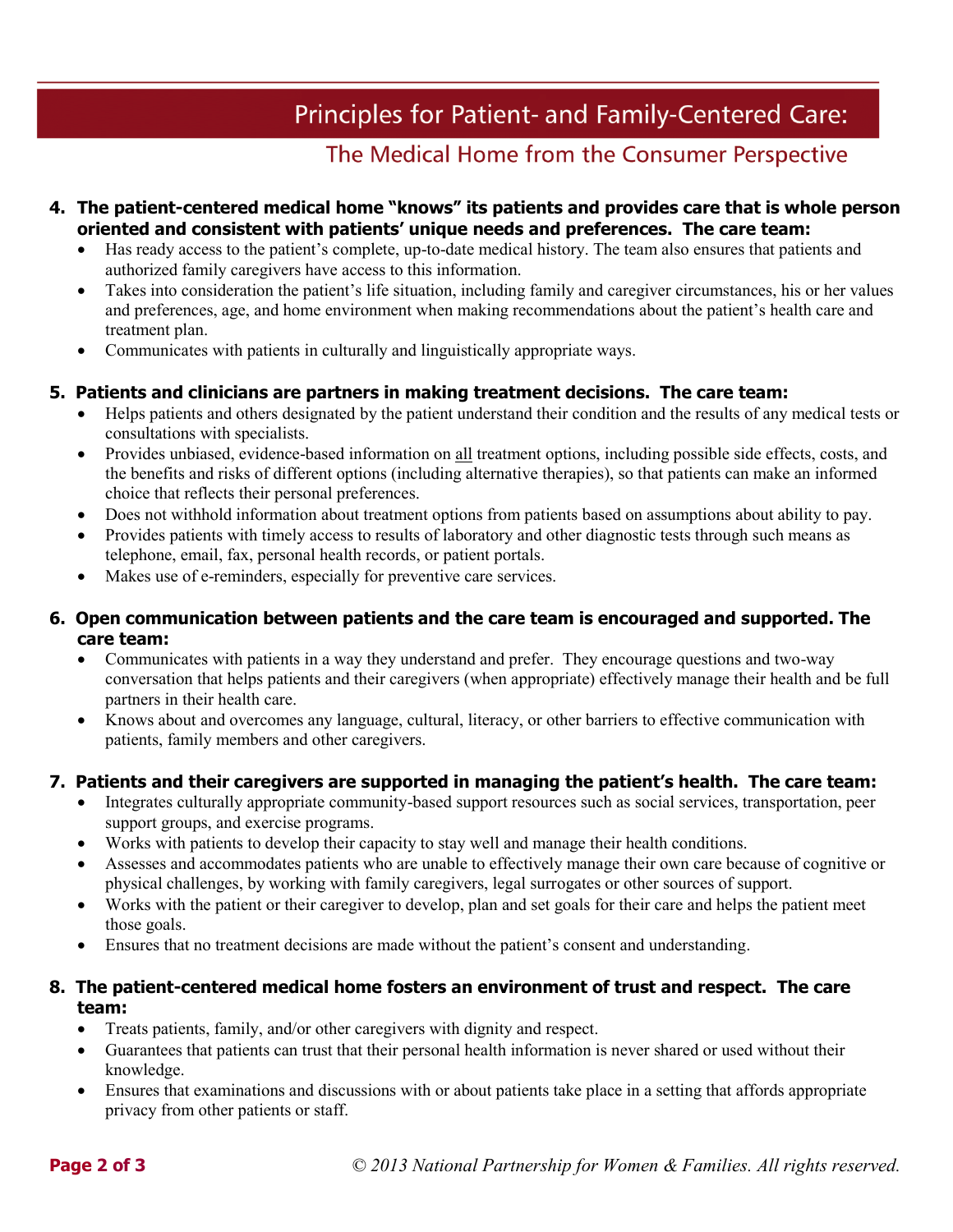# Principles for Patient- and Family-Centered Care:

## The Medical Home from the Consumer Perspective

4. **The patient-centered medical home "knows" its patients and provides care that is whole person oriented and consistent with patients' unique needs and preferences. The care team:**
   - Has ready access to the patient's complete, up-to-date medical history. The team also ensures that patients and authorized family caregivers have access to this information.
   - Takes into consideration the patient's life situation, including family and caregiver circumstances, his or her values and preferences, age, and home environment when making recommendations about the patient's health care and treatment plan.
   - Communicates with patients in culturally and linguistically appropriate ways.

5. **Patients and clinicians are partners in making treatment decisions. The care team:**
   - Helps patients and others designated by the patient understand their condition and the results of any medical tests or consultations with specialists.
   - Provides unbiased, evidence-based information on <u>all</u> treatment options, including possible side effects, costs, and the benefits and risks of different options (including alternative therapies), so that patients can make an informed choice that reflects their personal preferences.
   - Does not withhold information about treatment options from patients based on assumptions about ability to pay.
   - Provides patients with timely access to results of laboratory and other diagnostic tests through such means as telephone, email, fax, personal health records, or patient portals.
   - Makes use of e-reminders, especially for preventive care services.

6. **Open communication between patients and the care team is encouraged and supported. The care team:**
   - Communicates with patients in a way they understand and prefer. They encourage questions and two-way conversation that helps patients and their caregivers (when appropriate) effectively manage their health and be full partners in their health care.
   - Knows about and overcomes any language, cultural, literacy, or other barriers to effective communication with patients, family members and other caregivers.

7. **Patients and their caregivers are supported in managing the patient's health. The care team:**
   - Integrates culturally appropriate community-based support resources such as social services, transportation, peer support groups, and exercise programs.
   - Works with patients to develop their capacity to stay well and manage their health conditions.
   - Assesses and accommodates patients who are unable to effectively manage their own care because of cognitive or physical challenges, by working with family caregivers, legal surrogates or other sources of support.
   - Works with the patient or their caregiver to develop, plan and set goals for their care and helps the patient meet those goals.
   - Ensures that no treatment decisions are made without the patient's consent and understanding.

8. **The patient-centered medical home fosters an environment of trust and respect. The care team:**
   - Treats patients, family, and/or other caregivers with dignity and respect.
   - Guarantees that patients can trust that their personal health information is never shared or used without their knowledge.
   - Ensures that examinations and discussions with or about patients take place in a setting that affords appropriate privacy from other patients or staff.

*© 2013 National Partnership for Women & Families. All rights reserved.*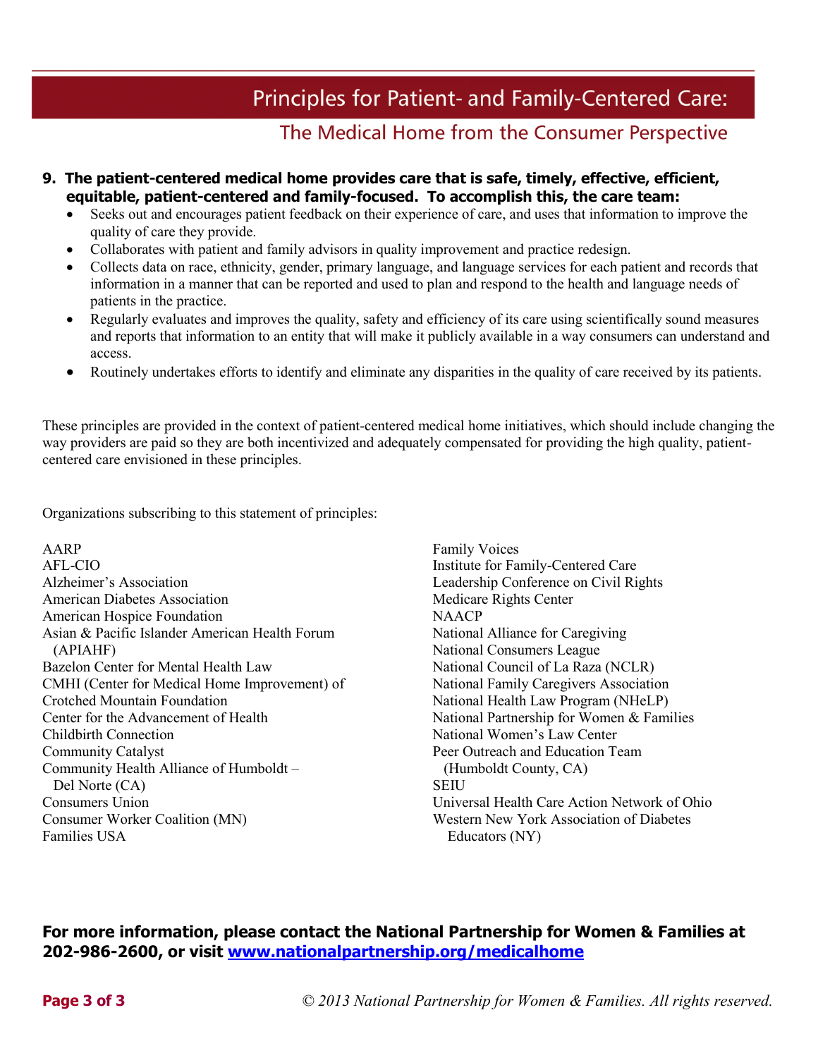# Principles for Patient- and Family-Centered Care:

## The Medical Home from the Consumer Perspective

**9. The patient-centered medical home provides care that is safe, timely, effective, efficient, equitable, patient-centered and family-focused. To accomplish this, the care team:**

- Seeks out and encourages patient feedback on their experience of care, and uses that information to improve the quality of care they provide.
- Collaborates with patient and family advisors in quality improvement and practice redesign.
- Collects data on race, ethnicity, gender, primary language, and language services for each patient and records that information in a manner that can be reported and used to plan and respond to the health and language needs of patients in the practice.
- Regularly evaluates and improves the quality, safety and efficiency of its care using scientifically sound measures and reports that information to an entity that will make it publicly available in a way consumers can understand and access.
- Routinely undertakes efforts to identify and eliminate any disparities in the quality of care received by its patients.

These principles are provided in the context of patient-centered medical home initiatives, which should include changing the way providers are paid so they are both incentivized and adequately compensated for providing the high quality, patient-centered care envisioned in these principles.

Organizations subscribing to this statement of principles:

AARP
AFL-CIO
Alzheimer's Association
American Diabetes Association
American Hospice Foundation
Asian & Pacific Islander American Health Forum (APIAHF)
Bazelon Center for Mental Health Law
CMHI (Center for Medical Home Improvement) of Crotched Mountain Foundation
Center for the Advancement of Health
Childbirth Connection
Community Catalyst
Community Health Alliance of Humboldt – Del Norte (CA)
Consumers Union
Consumer Worker Coalition (MN)
Families USA
Family Voices
Institute for Family-Centered Care
Leadership Conference on Civil Rights
Medicare Rights Center
NAACP
National Alliance for Caregiving
National Consumers League
National Council of La Raza (NCLR)
National Family Caregivers Association
National Health Law Program (NHeLP)
National Partnership for Women & Families
National Women's Law Center
Peer Outreach and Education Team (Humboldt County, CA)
SEIU
Universal Health Care Action Network of Ohio
Western New York Association of Diabetes Educators (NY)

**For more information, please contact the National Partnership for Women & Families at 202-986-2600, or visit [www.nationalpartnership.org/medicalhome](http://www.nationalpartnership.org/medicalhome)**

*© 2013 National Partnership for Women & Families. All rights reserved.*